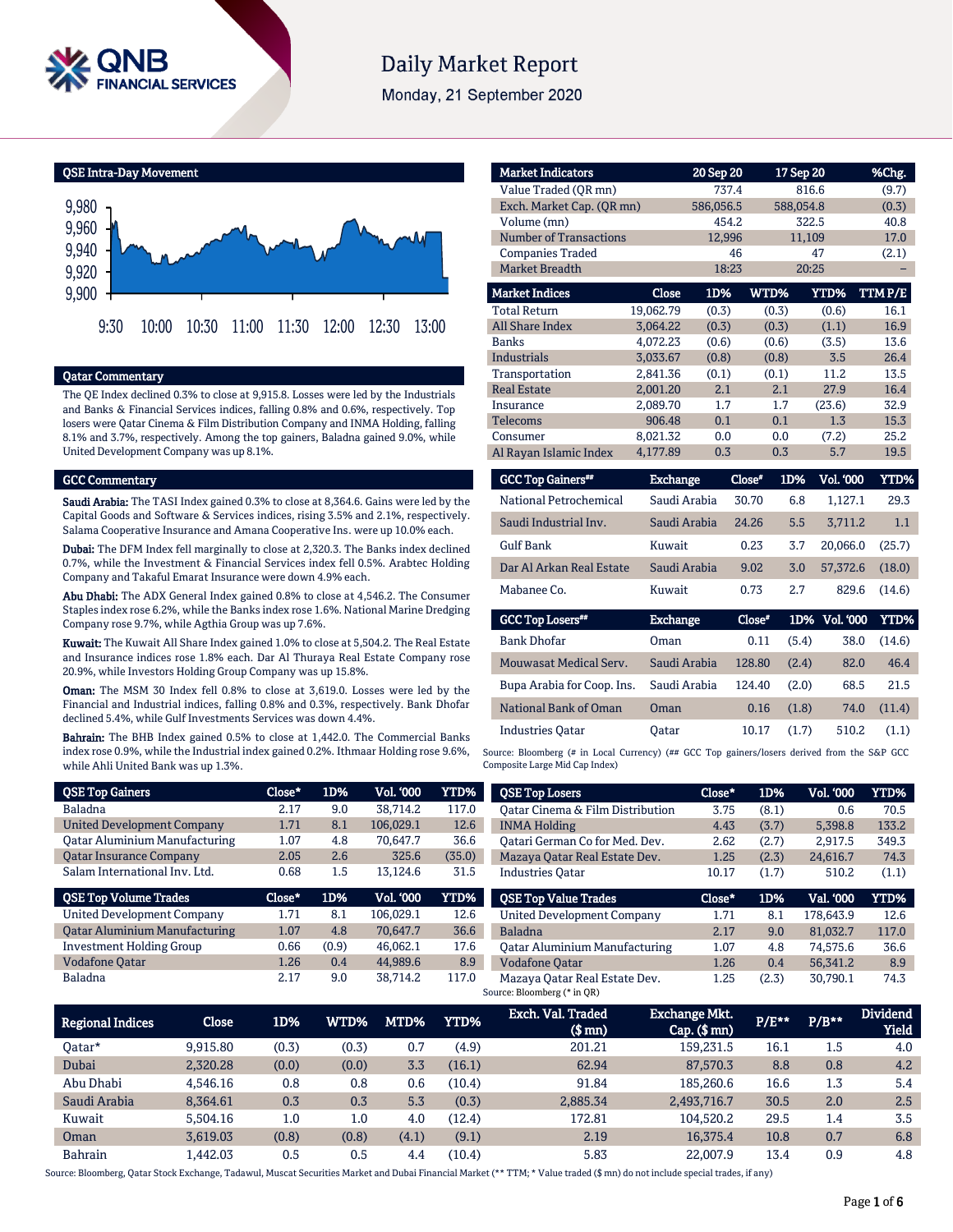# Daily Market Report

Monday, 21 September 2020

## QSE Intra-Day Movement

9,980
9,960
9,940
9,920
9,900

9:30 10:00 10:30 11:00 11:30 12:00 12:30 13:00

## Qatar Commentary

The QE Index declined 0.3% to close at 9,915.8. Losses were led by the Industrials and Banks & Financial Services indices, falling 0.8% and 0.6%, respectively. Top losers were Qatar Cinema & Film Distribution Company and INMA Holding, falling 8.1% and 3.7%, respectively. Among the top gainers, Baladna gained 9.0%, while United Development Company was up 8.1%.

## GCC Commentary

**Saudi Arabia:** The TASI Index gained 0.3% to close at 8,364.6. Gains were led by the Capital Goods and Software & Services indices, rising 3.5% and 2.1%, respectively. Salama Cooperative Insurance and Amana Cooperative Ins. were up 10.0% each.

**Dubai:** The DFM Index fell marginally to close at 2,320.3. The Banks index declined 0.7%, while the Investment & Financial Services index fell 0.5%. Arabtec Holding Company and Takaful Emarat Insurance were down 4.9% each.

**Abu Dhabi:** The ADX General Index gained 0.8% to close at 4,546.2. The Consumer Staples index rose 6.2%, while the Banks index rose 1.6%. National Marine Dredging Company rose 9.7%, while Agthia Group was up 7.6%.

**Kuwait:** The Kuwait All Share Index gained 1.0% to close at 5,504.2. The Real Estate and Insurance indices rose 1.8% each. Dar Al Thuraya Real Estate Company rose 20.9%, while Investors Holding Group Company was up 15.8%.

**Oman:** The MSM 30 Index fell 0.8% to close at 3,619.0. Losses were led by the Financial and Industrial indices, falling 0.8% and 0.3%, respectively. Bank Dhofar declined 5.4%, while Gulf Investments Services was down 4.4%.

**Bahrain:** The BHB Index gained 0.5% to close at 1,442.0. The Commercial Banks index rose 0.9%, while the Industrial index gained 0.2%. Ithmaar Holding rose 9.6%, while Ahli United Bank was up 1.3%.

| Market Indicators | 20 Sep 20 | 17 Sep 20 | %Chg. |
|---|---|---|---|
| Value Traded (QR mn) | 737.4 | 816.6 | (9.7) |
| Exch. Market Cap. (QR mn) | 586,056.5 | 588,054.8 | (0.3) |
| Volume (mn) | 454.2 | 322.5 | 40.8 |
| Number of Transactions | 12,996 | 11,109 | 17.0 |
| Companies Traded | 46 | 47 | (2.1) |
| Market Breadth | 18:23 | 20:25 | – |

| Market Indices | Close | 1D% | WTD% | YTD% | TTM P/E |
|---|---|---|---|---|---|
| Total Return | 19,062.79 | (0.3) | (0.3) | (0.6) | 16.1 |
| All Share Index | 3,064.22 | (0.3) | (0.3) | (1.1) | 16.9 |
| Banks | 4,072.23 | (0.6) | (0.6) | (3.5) | 13.6 |
| Industrials | 3,033.67 | (0.8) | (0.8) | 3.5 | 26.4 |
| Transportation | 2,841.36 | (0.1) | (0.1) | 11.2 | 13.5 |
| Real Estate | 2,001.20 | 2.1 | 2.1 | 27.9 | 16.4 |
| Insurance | 2,089.70 | 1.7 | 1.7 | (23.6) | 32.9 |
| Telecoms | 906.48 | 0.1 | 0.1 | 1.3 | 15.3 |
| Consumer | 8,021.32 | 0.0 | 0.0 | (7.2) | 25.2 |
| Al Rayan Islamic Index | 4,177.89 | 0.3 | 0.3 | 5.7 | 19.5 |

| GCC Top Gainers## | Exchange | Close# | 1D% | Vol. '000 | YTD% |
|---|---|---|---|---|---|
| National Petrochemical | Saudi Arabia | 30.70 | 6.8 | 1,127.1 | 29.3 |
| Saudi Industrial Inv. | Saudi Arabia | 24.26 | 5.5 | 3,711.2 | 1.1 |
| Gulf Bank | Kuwait | 0.23 | 3.7 | 20,066.0 | (25.7) |
| Dar Al Arkan Real Estate | Saudi Arabia | 9.02 | 3.0 | 57,372.6 | (18.0) |
| Mabanee Co. | Kuwait | 0.73 | 2.7 | 829.6 | (14.6) |

| GCC Top Losers## | Exchange | Close# | 1D% | Vol. '000 | YTD% |
|---|---|---|---|---|---|
| Bank Dhofar | Oman | 0.11 | (5.4) | 38.0 | (14.6) |
| Mouwasat Medical Serv. | Saudi Arabia | 128.80 | (2.4) | 82.0 | 46.4 |
| Bupa Arabia for Coop. Ins. | Saudi Arabia | 124.40 | (2.0) | 68.5 | 21.5 |
| National Bank of Oman | Oman | 0.16 | (1.8) | 74.0 | (11.4) |
| Industries Qatar | Qatar | 10.17 | (1.7) | 510.2 | (1.1) |

Source: Bloomberg (# in Local Currency) (## GCC Top gainers/losers derived from the S&P GCC Composite Large Mid Cap Index)

| QSE Top Gainers | Close* | 1D% | Vol. '000 | YTD% |
|---|---|---|---|---|
| Baladna | 2.17 | 9.0 | 38,714.2 | 117.0 |
| United Development Company | 1.71 | 8.1 | 106,029.1 | 12.6 |
| Qatar Aluminium Manufacturing | 1.07 | 4.8 | 70,647.7 | 36.6 |
| Qatar Insurance Company | 2.05 | 2.6 | 325.6 | (35.0) |
| Salam International Inv. Ltd. | 0.68 | 1.5 | 13,124.6 | 31.5 |

| QSE Top Losers | Close* | 1D% | Vol. '000 | YTD% |
|---|---|---|---|---|
| Qatar Cinema & Film Distribution | 3.75 | (8.1) | 0.6 | 70.5 |
| INMA Holding | 4.43 | (3.7) | 5,398.8 | 133.2 |
| Qatari German Co for Med. Dev. | 2.62 | (2.7) | 2,917.5 | 349.3 |
| Mazaya Qatar Real Estate Dev. | 1.25 | (2.3) | 24,616.7 | 74.3 |
| Industries Qatar | 10.17 | (1.7) | 510.2 | (1.1) |

| QSE Top Volume Trades | Close* | 1D% | Vol. '000 | YTD% |
|---|---|---|---|---|
| United Development Company | 1.71 | 8.1 | 106,029.1 | 12.6 |
| Qatar Aluminium Manufacturing | 1.07 | 4.8 | 70,647.7 | 36.6 |
| Investment Holding Group | 0.66 | (0.9) | 46,062.1 | 17.6 |
| Vodafone Qatar | 1.26 | 0.4 | 44,989.6 | 8.9 |
| Baladna | 2.17 | 9.0 | 38,714.2 | 117.0 |

| QSE Top Value Trades | Close* | 1D% | Val. '000 | YTD% |
|---|---|---|---|---|
| United Development Company | 1.71 | 8.1 | 178,643.9 | 12.6 |
| Baladna | 2.17 | 9.0 | 81,032.7 | 117.0 |
| Qatar Aluminium Manufacturing | 1.07 | 4.8 | 74,575.6 | 36.6 |
| Vodafone Qatar | 1.26 | 0.4 | 56,341.2 | 8.9 |
| Mazaya Qatar Real Estate Dev. | 1.25 | (2.3) | 30,790.1 | 74.3 |

Source: Bloomberg (* in QR)

| Regional Indices | Close | 1D% | WTD% | MTD% | YTD% | Exch. Val. Traded ($ mn) | Exchange Mkt. Cap. ($ mn) | P/E** | P/B** | Dividend Yield |
|---|---|---|---|---|---|---|---|---|---|---|
| Qatar* | 9,915.80 | (0.3) | (0.3) | 0.7 | (4.9) | 201.21 | 159,231.5 | 16.1 | 1.5 | 4.0 |
| Dubai | 2,320.28 | (0.0) | (0.0) | 3.3 | (16.1) | 62.94 | 87,570.3 | 8.8 | 0.8 | 4.2 |
| Abu Dhabi | 4,546.16 | 0.8 | 0.8 | 0.6 | (10.4) | 91.84 | 185,260.6 | 16.6 | 1.3 | 5.4 |
| Saudi Arabia | 8,364.61 | 0.3 | 0.3 | 5.3 | (0.3) | 2,885.34 | 2,493,716.7 | 30.5 | 2.0 | 2.5 |
| Kuwait | 5,504.16 | 1.0 | 1.0 | 4.0 | (12.4) | 172.81 | 104,520.2 | 29.5 | 1.4 | 3.5 |
| Oman | 3,619.03 | (0.8) | (0.8) | (4.1) | (9.1) | 2.19 | 16,375.4 | 10.8 | 0.7 | 6.8 |
| Bahrain | 1,442.03 | 0.5 | 0.5 | 4.4 | (10.4) | 5.83 | 22,007.9 | 13.4 | 0.9 | 4.8 |

Source: Bloomberg, Qatar Stock Exchange, Tadawul, Muscat Securities Market and Dubai Financial Market (** TTM; * Value traded ($ mn) do not include special trades, if any)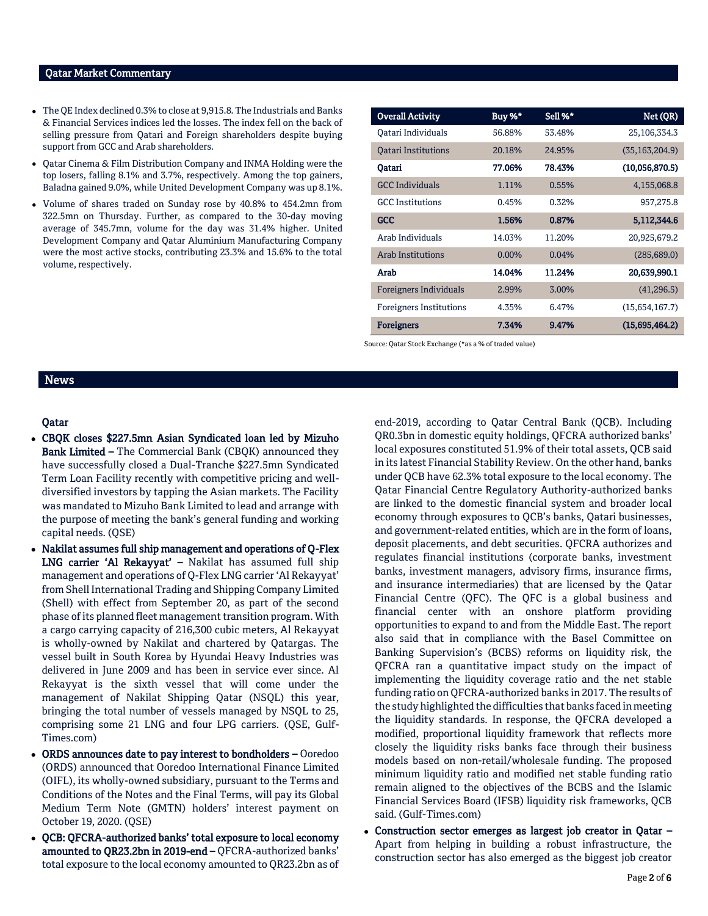## Qatar Market Commentary

- The QE Index declined 0.3% to close at 9,915.8. The Industrials and Banks & Financial Services indices led the losses. The index fell on the back of selling pressure from Qatari and Foreign shareholders despite buying support from GCC and Arab shareholders.
- Qatar Cinema & Film Distribution Company and INMA Holding were the top losers, falling 8.1% and 3.7%, respectively. Among the top gainers, Baladna gained 9.0%, while United Development Company was up 8.1%.
- Volume of shares traded on Sunday rose by 40.8% to 454.2mn from 322.5mn on Thursday. Further, as compared to the 30-day moving average of 345.7mn, volume for the day was 31.4% higher. United Development Company and Qatar Aluminium Manufacturing Company were the most active stocks, contributing 23.3% and 15.6% to the total volume, respectively.

| Overall Activity | Buy %* | Sell %* | Net (QR) |
|---|---|---|---|
| Qatari Individuals | 56.88% | 53.48% | 25,106,334.3 |
| Qatari Institutions | 20.18% | 24.95% | (35,163,204.9) |
| **Qatari** | **77.06%** | **78.43%** | **(10,056,870.5)** |
| GCC Individuals | 1.11% | 0.55% | 4,155,068.8 |
| GCC Institutions | 0.45% | 0.32% | 957,275.8 |
| **GCC** | **1.56%** | **0.87%** | **5,112,344.6** |
| Arab Individuals | 14.03% | 11.20% | 20,925,679.2 |
| Arab Institutions | 0.00% | 0.04% | (285,689.0) |
| **Arab** | **14.04%** | **11.24%** | **20,639,990.1** |
| Foreigners Individuals | 2.99% | 3.00% | (41,296.5) |
| Foreigners Institutions | 4.35% | 6.47% | (15,654,167.7) |
| **Foreigners** | **7.34%** | **9.47%** | **(15,695,464.2)** |

Source: Qatar Stock Exchange (*as a % of traded value)

## News

### Qatar

- **CBQK closes $227.5mn Asian Syndicated loan led by Mizuho Bank Limited –** The Commercial Bank (CBQK) announced they have successfully closed a Dual-Tranche $227.5mn Syndicated Term Loan Facility recently with competitive pricing and well-diversified investors by tapping the Asian markets. The Facility was mandated to Mizuho Bank Limited to lead and arrange with the purpose of meeting the bank's general funding and working capital needs. (QSE)
- **Nakilat assumes full ship management and operations of Q-Flex LNG carrier 'Al Rekayyat' –** Nakilat has assumed full ship management and operations of Q-Flex LNG carrier 'Al Rekayyat' from Shell International Trading and Shipping Company Limited (Shell) with effect from September 20, as part of the second phase of its planned fleet management transition program. With a cargo carrying capacity of 216,300 cubic meters, Al Rekayyat is wholly-owned by Nakilat and chartered by Qatargas. The vessel built in South Korea by Hyundai Heavy Industries was delivered in June 2009 and has been in service ever since. Al Rekayyat is the sixth vessel that will come under the management of Nakilat Shipping Qatar (NSQL) this year, bringing the total number of vessels managed by NSQL to 25, comprising some 21 LNG and four LPG carriers. (QSE, Gulf-Times.com)
- **ORDS announces date to pay interest to bondholders –** Ooredoo (ORDS) announced that Ooredoo International Finance Limited (OIFL), its wholly-owned subsidiary, pursuant to the Terms and Conditions of the Notes and the Final Terms, will pay its Global Medium Term Note (GMTN) holders' interest payment on October 19, 2020. (QSE)
- **QCB: QFCRA-authorized banks' total exposure to local economy amounted to QR23.2bn in 2019-end –** QFCRA-authorized banks' total exposure to the local economy amounted to QR23.2bn as of end-2019, according to Qatar Central Bank (QCB). Including QR0.3bn in domestic equity holdings, QFCRA authorized banks' local exposures constituted 51.9% of their total assets, QCB said in its latest Financial Stability Review. On the other hand, banks under QCB have 62.3% total exposure to the local economy. The Qatar Financial Centre Regulatory Authority-authorized banks are linked to the domestic financial system and broader local economy through exposures to QCB's banks, Qatari businesses, and government-related entities, which are in the form of loans, deposit placements, and debt securities. QFCRA authorizes and regulates financial institutions (corporate banks, investment banks, investment managers, advisory firms, insurance firms, and insurance intermediaries) that are licensed by the Qatar Financial Centre (QFC). The QFC is a global business and financial center with an onshore platform providing opportunities to expand to and from the Middle East. The report also said that in compliance with the Basel Committee on Banking Supervision's (BCBS) reforms on liquidity risk, the QFCRA ran a quantitative impact study on the impact of implementing the liquidity coverage ratio and the net stable funding ratio on QFCRA-authorized banks in 2017. The results of the study highlighted the difficulties that banks faced in meeting the liquidity standards. In response, the QFCRA developed a modified, proportional liquidity framework that reflects more closely the liquidity risks banks face through their business models based on non-retail/wholesale funding. The proposed minimum liquidity ratio and modified net stable funding ratio remain aligned to the objectives of the BCBS and the Islamic Financial Services Board (IFSB) liquidity risk frameworks, QCB said. (Gulf-Times.com)
- **Construction sector emerges as largest job creator in Qatar –** Apart from helping in building a robust infrastructure, the construction sector has also emerged as the biggest job creator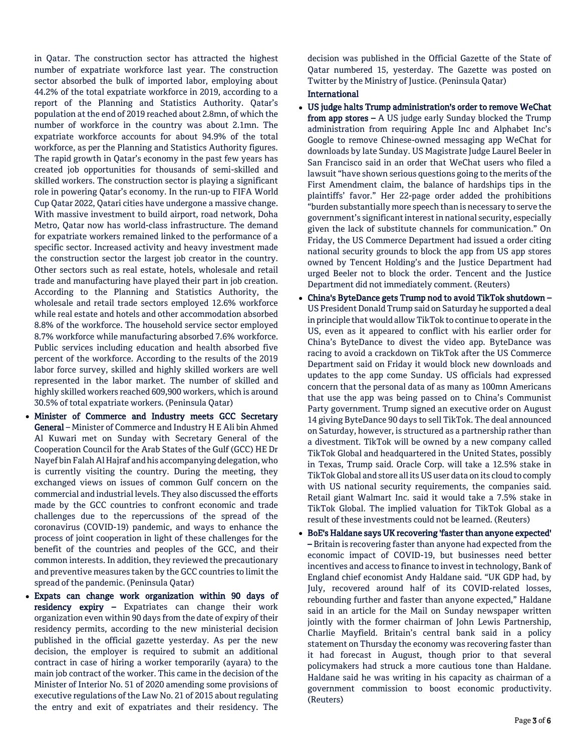in Qatar. The construction sector has attracted the highest number of expatriate workforce last year. The construction sector absorbed the bulk of imported labor, employing about 44.2% of the total expatriate workforce in 2019, according to a report of the Planning and Statistics Authority. Qatar's population at the end of 2019 reached about 2.8mn, of which the number of workforce in the country was about 2.1mn. The expatriate workforce accounts for about 94.9% of the total workforce, as per the Planning and Statistics Authority figures. The rapid growth in Qatar's economy in the past few years has created job opportunities for thousands of semi-skilled and skilled workers. The construction sector is playing a significant role in powering Qatar's economy. In the run-up to FIFA World Cup Qatar 2022, Qatari cities have undergone a massive change. With massive investment to build airport, road network, Doha Metro, Qatar now has world-class infrastructure. The demand for expatriate workers remained linked to the performance of a specific sector. Increased activity and heavy investment made the construction sector the largest job creator in the country. Other sectors such as real estate, hotels, wholesale and retail trade and manufacturing have played their part in job creation. According to the Planning and Statistics Authority, the wholesale and retail trade sectors employed 12.6% workforce while real estate and hotels and other accommodation absorbed 8.8% of the workforce. The household service sector employed 8.7% workforce while manufacturing absorbed 7.6% workforce. Public services including education and health absorbed five percent of the workforce. According to the results of the 2019 labor force survey, skilled and highly skilled workers are well represented in the labor market. The number of skilled and highly skilled workers reached 609,900 workers, which is around 30.5% of total expatriate workers. (Peninsula Qatar)

- **Minister of Commerce and Industry meets GCC Secretary General** – Minister of Commerce and Industry H E Ali bin Ahmed Al Kuwari met on Sunday with Secretary General of the Cooperation Council for the Arab States of the Gulf (GCC) HE Dr Nayef bin Falah Al Hajraf and his accompanying delegation, who is currently visiting the country. During the meeting, they exchanged views on issues of common Gulf concern on the commercial and industrial levels. They also discussed the efforts made by the GCC countries to confront economic and trade challenges due to the repercussions of the spread of the coronavirus (COVID-19) pandemic, and ways to enhance the process of joint cooperation in light of these challenges for the benefit of the countries and peoples of the GCC, and their common interests. In addition, they reviewed the precautionary and preventive measures taken by the GCC countries to limit the spread of the pandemic. (Peninsula Qatar)
- **Expats can change work organization within 90 days of residency expiry –** Expatriates can change their work organization even within 90 days from the date of expiry of their residency permits, according to the new ministerial decision published in the official gazette yesterday. As per the new decision, the employer is required to submit an additional contract in case of hiring a worker temporarily (ayara) to the main job contract of the worker. This came in the decision of the Minister of Interior No. 51 of 2020 amending some provisions of executive regulations of the Law No. 21 of 2015 about regulating the entry and exit of expatriates and their residency. The decision was published in the Official Gazette of the State of Qatar numbered 15, yesterday. The Gazette was posted on Twitter by the Ministry of Justice. (Peninsula Qatar)

## International

- **US judge halts Trump administration's order to remove WeChat from app stores –** A US judge early Sunday blocked the Trump administration from requiring Apple Inc and Alphabet Inc's Google to remove Chinese-owned messaging app WeChat for downloads by late Sunday. US Magistrate Judge Laurel Beeler in San Francisco said in an order that WeChat users who filed a lawsuit "have shown serious questions going to the merits of the First Amendment claim, the balance of hardships tips in the plaintiffs' favor." Her 22-page order added the prohibitions "burden substantially more speech than is necessary to serve the government's significant interest in national security, especially given the lack of substitute channels for communication." On Friday, the US Commerce Department had issued a order citing national security grounds to block the app from US app stores owned by Tencent Holding's and the Justice Department had urged Beeler not to block the order. Tencent and the Justice Department did not immediately comment. (Reuters)
- **China's ByteDance gets Trump nod to avoid TikTok shutdown –** US President Donald Trump said on Saturday he supported a deal in principle that would allow TikTok to continue to operate in the US, even as it appeared to conflict with his earlier order for China's ByteDance to divest the video app. ByteDance was racing to avoid a crackdown on TikTok after the US Commerce Department said on Friday it would block new downloads and updates to the app come Sunday. US officials had expressed concern that the personal data of as many as 100mn Americans that use the app was being passed on to China's Communist Party government. Trump signed an executive order on August 14 giving ByteDance 90 days to sell TikTok. The deal announced on Saturday, however, is structured as a partnership rather than a divestment. TikTok will be owned by a new company called TikTok Global and headquartered in the United States, possibly in Texas, Trump said. Oracle Corp. will take a 12.5% stake in TikTok Global and store all its US user data on its cloud to comply with US national security requirements, the companies said. Retail giant Walmart Inc. said it would take a 7.5% stake in TikTok Global. The implied valuation for TikTok Global as a result of these investments could not be learned. (Reuters)
- **BoE's Haldane says UK recovering 'faster than anyone expected' –** Britain is recovering faster than anyone had expected from the economic impact of COVID-19, but businesses need better incentives and access to finance to invest in technology, Bank of England chief economist Andy Haldane said. "UK GDP had, by July, recovered around half of its COVID-related losses, rebounding further and faster than anyone expected," Haldane said in an article for the Mail on Sunday newspaper written jointly with the former chairman of John Lewis Partnership, Charlie Mayfield. Britain's central bank said in a policy statement on Thursday the economy was recovering faster than it had forecast in August, though prior to that several policymakers had struck a more cautious tone than Haldane. Haldane said he was writing in his capacity as chairman of a government commission to boost economic productivity. (Reuters)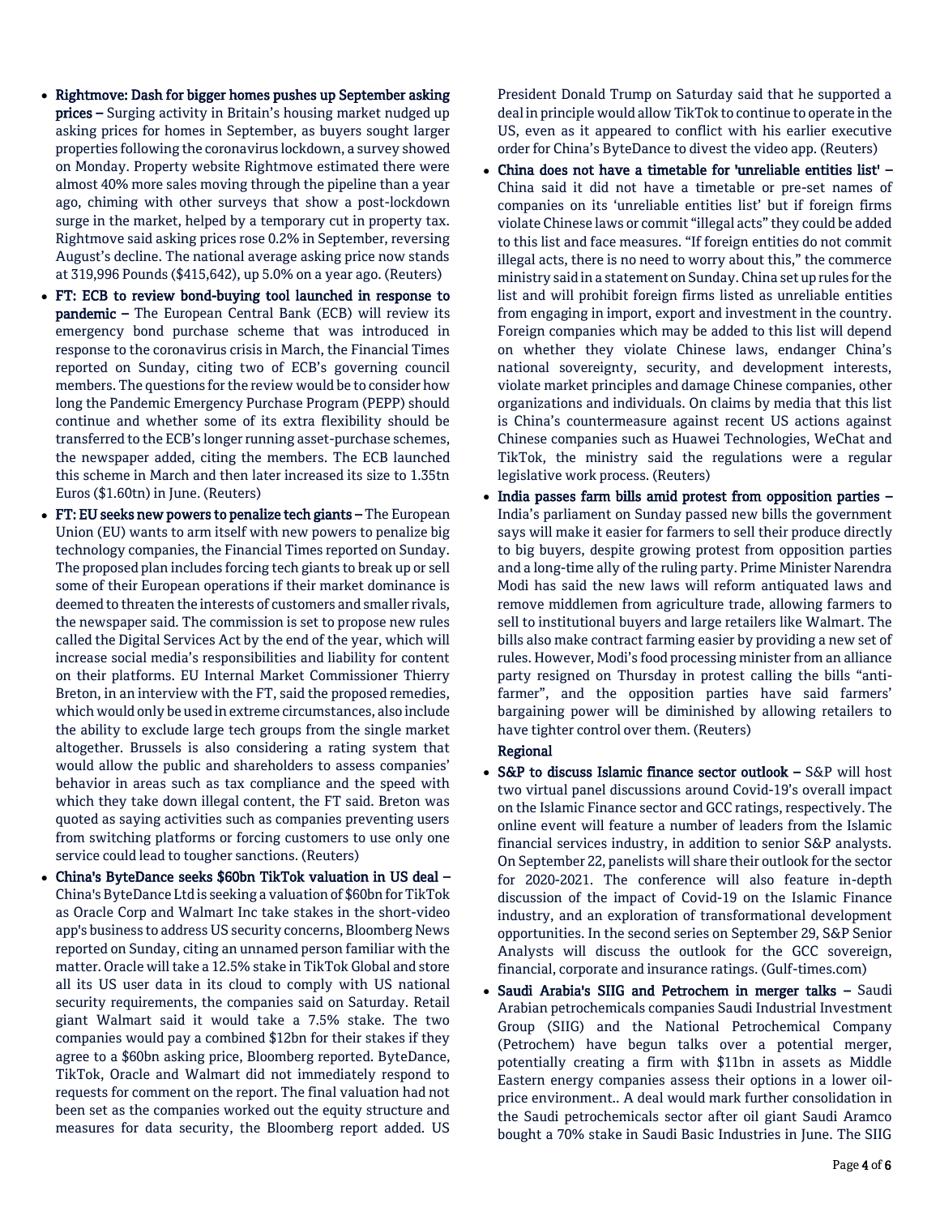- **Rightmove: Dash for bigger homes pushes up September asking prices –** Surging activity in Britain's housing market nudged up asking prices for homes in September, as buyers sought larger properties following the coronavirus lockdown, a survey showed on Monday. Property website Rightmove estimated there were almost 40% more sales moving through the pipeline than a year ago, chiming with other surveys that show a post-lockdown surge in the market, helped by a temporary cut in property tax. Rightmove said asking prices rose 0.2% in September, reversing August's decline. The national average asking price now stands at 319,996 Pounds ($415,642), up 5.0% on a year ago. (Reuters)
- **FT: ECB to review bond-buying tool launched in response to pandemic –** The European Central Bank (ECB) will review its emergency bond purchase scheme that was introduced in response to the coronavirus crisis in March, the Financial Times reported on Sunday, citing two of ECB's governing council members. The questions for the review would be to consider how long the Pandemic Emergency Purchase Program (PEPP) should continue and whether some of its extra flexibility should be transferred to the ECB's longer running asset-purchase schemes, the newspaper added, citing the members. The ECB launched this scheme in March and then later increased its size to 1.35tn Euros ($1.60tn) in June. (Reuters)
- **FT: EU seeks new powers to penalize tech giants –** The European Union (EU) wants to arm itself with new powers to penalize big technology companies, the Financial Times reported on Sunday. The proposed plan includes forcing tech giants to break up or sell some of their European operations if their market dominance is deemed to threaten the interests of customers and smaller rivals, the newspaper said. The commission is set to propose new rules called the Digital Services Act by the end of the year, which will increase social media's responsibilities and liability for content on their platforms. EU Internal Market Commissioner Thierry Breton, in an interview with the FT, said the proposed remedies, which would only be used in extreme circumstances, also include the ability to exclude large tech groups from the single market altogether. Brussels is also considering a rating system that would allow the public and shareholders to assess companies' behavior in areas such as tax compliance and the speed with which they take down illegal content, the FT said. Breton was quoted as saying activities such as companies preventing users from switching platforms or forcing customers to use only one service could lead to tougher sanctions. (Reuters)
- **China's ByteDance seeks $60bn TikTok valuation in US deal –** China's ByteDance Ltd is seeking a valuation of $60bn for TikTok as Oracle Corp and Walmart Inc take stakes in the short-video app's business to address US security concerns, Bloomberg News reported on Sunday, citing an unnamed person familiar with the matter. Oracle will take a 12.5% stake in TikTok Global and store all its US user data in its cloud to comply with US national security requirements, the companies said on Saturday. Retail giant Walmart said it would take a 7.5% stake. The two companies would pay a combined $12bn for their stakes if they agree to a $60bn asking price, Bloomberg reported. ByteDance, TikTok, Oracle and Walmart did not immediately respond to requests for comment on the report. The final valuation had not been set as the companies worked out the equity structure and measures for data security, the Bloomberg report added. US President Donald Trump on Saturday said that he supported a deal in principle would allow TikTok to continue to operate in the US, even as it appeared to conflict with his earlier executive order for China's ByteDance to divest the video app. (Reuters)
- **China does not have a timetable for 'unreliable entities list' –** China said it did not have a timetable or pre-set names of companies on its 'unreliable entities list' but if foreign firms violate Chinese laws or commit "illegal acts" they could be added to this list and face measures. "If foreign entities do not commit illegal acts, there is no need to worry about this," the commerce ministry said in a statement on Sunday. China set up rules for the list and will prohibit foreign firms listed as unreliable entities from engaging in import, export and investment in the country. Foreign companies which may be added to this list will depend on whether they violate Chinese laws, endanger China's national sovereignty, security, and development interests, violate market principles and damage Chinese companies, other organizations and individuals. On claims by media that this list is China's countermeasure against recent US actions against Chinese companies such as Huawei Technologies, WeChat and TikTok, the ministry said the regulations were a regular legislative work process. (Reuters)
- **India passes farm bills amid protest from opposition parties –** India's parliament on Sunday passed new bills the government says will make it easier for farmers to sell their produce directly to big buyers, despite growing protest from opposition parties and a long-time ally of the ruling party. Prime Minister Narendra Modi has said the new laws will reform antiquated laws and remove middlemen from agriculture trade, allowing farmers to sell to institutional buyers and large retailers like Walmart. The bills also make contract farming easier by providing a new set of rules. However, Modi's food processing minister from an alliance party resigned on Thursday in protest calling the bills "anti-farmer", and the opposition parties have said farmers' bargaining power will be diminished by allowing retailers to have tighter control over them. (Reuters)

**Regional**

- **S&P to discuss Islamic finance sector outlook –** S&P will host two virtual panel discussions around Covid-19's overall impact on the Islamic Finance sector and GCC ratings, respectively. The online event will feature a number of leaders from the Islamic financial services industry, in addition to senior S&P analysts. On September 22, panelists will share their outlook for the sector for 2020-2021. The conference will also feature in-depth discussion of the impact of Covid-19 on the Islamic Finance industry, and an exploration of transformational development opportunities. In the second series on September 29, S&P Senior Analysts will discuss the outlook for the GCC sovereign, financial, corporate and insurance ratings. (Gulf-times.com)
- **Saudi Arabia's SIIG and Petrochem in merger talks –** Saudi Arabian petrochemicals companies Saudi Industrial Investment Group (SIIG) and the National Petrochemical Company (Petrochem) have begun talks over a potential merger, potentially creating a firm with $11bn in assets as Middle Eastern energy companies assess their options in a lower oil-price environment.. A deal would mark further consolidation in the Saudi petrochemicals sector after oil giant Saudi Aramco bought a 70% stake in Saudi Basic Industries in June. The SIIG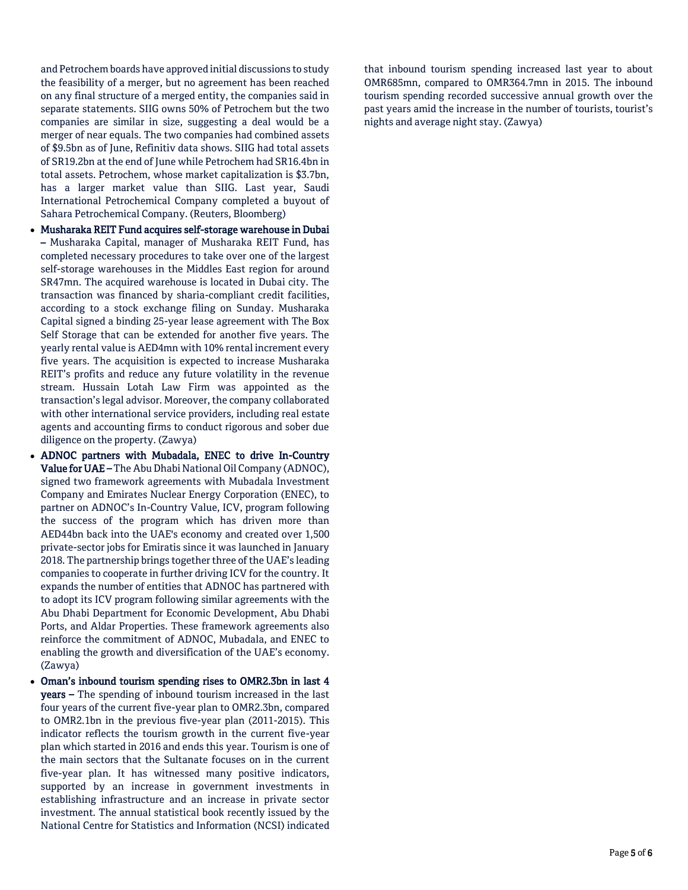and Petrochem boards have approved initial discussions to study the feasibility of a merger, but no agreement has been reached on any final structure of a merged entity, the companies said in separate statements. SIIG owns 50% of Petrochem but the two companies are similar in size, suggesting a deal would be a merger of near equals. The two companies had combined assets of $9.5bn as of June, Refinitiv data shows. SIIG had total assets of SR19.2bn at the end of June while Petrochem had SR16.4bn in total assets. Petrochem, whose market capitalization is $3.7bn, has a larger market value than SIIG. Last year, Saudi International Petrochemical Company completed a buyout of Sahara Petrochemical Company. (Reuters, Bloomberg)

- **Musharaka REIT Fund acquires self-storage warehouse in Dubai –** Musharaka Capital, manager of Musharaka REIT Fund, has completed necessary procedures to take over one of the largest self-storage warehouses in the Middles East region for around SR47mn. The acquired warehouse is located in Dubai city. The transaction was financed by sharia-compliant credit facilities, according to a stock exchange filing on Sunday. Musharaka Capital signed a binding 25-year lease agreement with The Box Self Storage that can be extended for another five years. The yearly rental value is AED4mn with 10% rental increment every five years. The acquisition is expected to increase Musharaka REIT's profits and reduce any future volatility in the revenue stream. Hussain Lotah Law Firm was appointed as the transaction's legal advisor. Moreover, the company collaborated with other international service providers, including real estate agents and accounting firms to conduct rigorous and sober due diligence on the property. (Zawya)
- **ADNOC partners with Mubadala, ENEC to drive In-Country Value for UAE –** The Abu Dhabi National Oil Company (ADNOC), signed two framework agreements with Mubadala Investment Company and Emirates Nuclear Energy Corporation (ENEC), to partner on ADNOC's In-Country Value, ICV, program following the success of the program which has driven more than AED44bn back into the UAE's economy and created over 1,500 private-sector jobs for Emiratis since it was launched in January 2018. The partnership brings together three of the UAE's leading companies to cooperate in further driving ICV for the country. It expands the number of entities that ADNOC has partnered with to adopt its ICV program following similar agreements with the Abu Dhabi Department for Economic Development, Abu Dhabi Ports, and Aldar Properties. These framework agreements also reinforce the commitment of ADNOC, Mubadala, and ENEC to enabling the growth and diversification of the UAE's economy. (Zawya)
- **Oman's inbound tourism spending rises to OMR2.3bn in last 4 years –** The spending of inbound tourism increased in the last four years of the current five-year plan to OMR2.3bn, compared to OMR2.1bn in the previous five-year plan (2011-2015). This indicator reflects the tourism growth in the current five-year plan which started in 2016 and ends this year. Tourism is one of the main sectors that the Sultanate focuses on in the current five-year plan. It has witnessed many positive indicators, supported by an increase in government investments in establishing infrastructure and an increase in private sector investment. The annual statistical book recently issued by the National Centre for Statistics and Information (NCSI) indicated that inbound tourism spending increased last year to about OMR685mn, compared to OMR364.7mn in 2015. The inbound tourism spending recorded successive annual growth over the past years amid the increase in the number of tourists, tourist's nights and average night stay. (Zawya)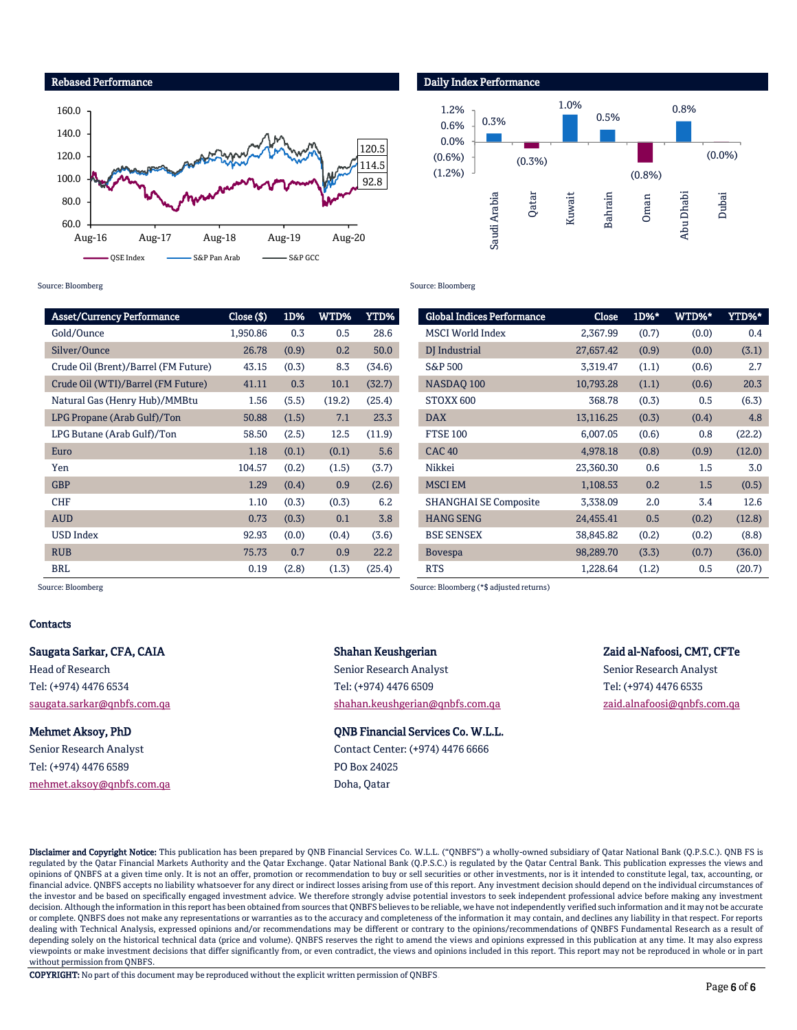### Rebased Performance

160.0
140.0
120.0
100.0
80.0
60.0

Aug-16
Aug-17
Aug-18
Aug-19
Aug-20

120.5
114.5
92.8

QSE Index
S&P Pan Arab
S&P GCC

Source: Bloomberg

### Daily Index Performance

1.2%
0.6%
0.0%
(0.6%)
(1.2%)

0.3%
(0.3%)
1.0%
0.5%
(0.8%)
0.8%
(0.0%)

Saudi Arabia
Qatar
Kuwait
Bahrain
Oman
Abu Dhabi
Dubai

Source: Bloomberg

| Asset/Currency Performance | Close ($) | 1D% | WTD% | YTD% |
|---|---|---|---|---|
| Gold/Ounce | 1,950.86 | 0.3 | 0.5 | 28.6 |
| Silver/Ounce | 26.78 | (0.9) | 0.2 | 50.0 |
| Crude Oil (Brent)/Barrel (FM Future) | 43.15 | (0.3) | 8.3 | (34.6) |
| Crude Oil (WTI)/Barrel (FM Future) | 41.11 | 0.3 | 10.1 | (32.7) |
| Natural Gas (Henry Hub)/MMBtu | 1.56 | (5.5) | (19.2) | (25.4) |
| LPG Propane (Arab Gulf)/Ton | 50.88 | (1.5) | 7.1 | 23.3 |
| LPG Butane (Arab Gulf)/Ton | 58.50 | (2.5) | 12.5 | (11.9) |
| Euro | 1.18 | (0.1) | (0.1) | 5.6 |
| Yen | 104.57 | (0.2) | (1.5) | (3.7) |
| GBP | 1.29 | (0.4) | 0.9 | (2.6) |
| CHF | 1.10 | (0.3) | (0.3) | 6.2 |
| AUD | 0.73 | (0.3) | 0.1 | 3.8 |
| USD Index | 92.93 | (0.0) | (0.4) | (3.6) |
| RUB | 75.73 | 0.7 | 0.9 | 22.2 |
| BRL | 0.19 | (2.8) | (1.3) | (25.4) |

Source: Bloomberg

| Global Indices Performance | Close | 1D%* | WTD%* | YTD%* |
|---|---|---|---|---|
| MSCI World Index | 2,367.99 | (0.7) | (0.0) | 0.4 |
| DJ Industrial | 27,657.42 | (0.9) | (0.0) | (3.1) |
| S&P 500 | 3,319.47 | (1.1) | (0.6) | 2.7 |
| NASDAQ 100 | 10,793.28 | (1.1) | (0.6) | 20.3 |
| STOXX 600 | 368.78 | (0.3) | 0.5 | (6.3) |
| DAX | 13,116.25 | (0.3) | (0.4) | 4.8 |
| FTSE 100 | 6,007.05 | (0.6) | 0.8 | (22.2) |
| CAC 40 | 4,978.18 | (0.8) | (0.9) | (12.0) |
| Nikkei | 23,360.30 | 0.6 | 1.5 | 3.0 |
| MSCI EM | 1,108.53 | 0.2 | 1.5 | (0.5) |
| SHANGHAI SE Composite | 3,338.09 | 2.0 | 3.4 | 12.6 |
| HANG SENG | 24,455.41 | 0.5 | (0.2) | (12.8) |
| BSE SENSEX | 38,845.82 | (0.2) | (0.2) | (8.8) |
| Bovespa | 98,289.70 | (3.3) | (0.7) | (36.0) |
| RTS | 1,228.64 | (1.2) | 0.5 | (20.7) |

Source: Bloomberg (*$ adjusted returns)

### Contacts

**Saugata Sarkar, CFA, CAIA**
Head of Research
Tel: (+974) 4476 6534
saugata.sarkar@qnbfs.com.qa

**Shahan Keushgerian**
Senior Research Analyst
Tel: (+974) 4476 6509
shahan.keushgerian@qnbfs.com.qa

**Zaid al-Nafoosi, CMT, CFTe**
Senior Research Analyst
Tel: (+974) 4476 6535
zaid.alnafoosi@qnbfs.com.qa

**Mehmet Aksoy, PhD**
Senior Research Analyst
Tel: (+974) 4476 6589
mehmet.aksoy@qnbfs.com.qa

**QNB Financial Services Co. W.L.L.**
Contact Center: (+974) 4476 6666
PO Box 24025
Doha, Qatar

**Disclaimer and Copyright Notice:** This publication has been prepared by QNB Financial Services Co. W.L.L. ("QNBFS") a wholly-owned subsidiary of Qatar National Bank (Q.P.S.C.). QNB FS is regulated by the Qatar Financial Markets Authority and the Qatar Exchange. Qatar National Bank (Q.P.S.C.) is regulated by the Qatar Central Bank. This publication expresses the views and opinions of QNBFS at a given time only. It is not an offer, promotion or recommendation to buy or sell securities or other investments, nor is it intended to constitute legal, tax, accounting, or financial advice. QNBFS accepts no liability whatsoever for any direct or indirect losses arising from use of this report. Any investment decision should depend on the individual circumstances of the investor and be based on specifically engaged investment advice. We therefore strongly advise potential investors to seek independent professional advice before making any investment decision. Although the information in this report has been obtained from sources that QNBFS believes to be reliable, we have not independently verified such information and it may not be accurate or complete. QNBFS does not make any representations or warranties as to the accuracy and completeness of the information it may contain, and declines any liability in that respect. For reports dealing with Technical Analysis, expressed opinions and/or recommendations may be different or contrary to the opinions/recommendations of QNBFS Fundamental Research as a result of depending solely on the historical technical data (price and volume). QNBFS reserves the right to amend the views and opinions expressed in this publication at any time. It may also express viewpoints or make investment decisions that differ significantly from, or even contradict, the views and opinions included in this report. This report may not be reproduced in whole or in part without permission from QNBFS.

**COPYRIGHT:** No part of this document may be reproduced without the explicit permission of QNBFS